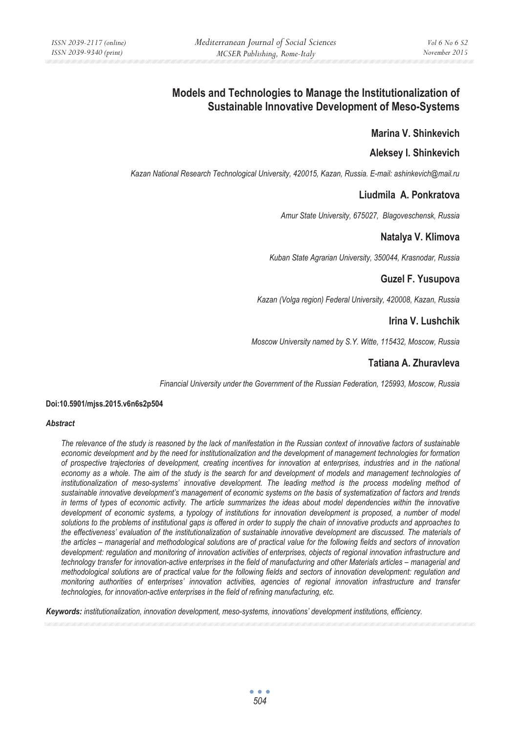# Models and Technologies to Manage the Institutionalization of Sustainable Innovative Development of Meso-Systems

**Marina V. Shinkevich**

**Aleksey I. Shinkevich**

*Kazan National Research Technological University, 420015, Kazan, Russia. E-mail: ashinkevich@mail.ru*

**Liudmila A. Ponkratova**

*Amur State University, 675027, Blagoveschensk, Russia*

**Natalya V. Klimova**

*Kuban State Agrarian University, 350044, Krasnodar, Russia*

**Guzel F. Yusupova**

*Kazan (Volga region) Federal University, 420008, Kazan, Russia*

**Irina V. Lushchik**

*Moscow University named by S.Y. Witte, 115432, Moscow, Russia*

**Tatiana A. Zhuravleva**

*Financial University under the Government of the Russian Federation, 125993, Moscow, Russia*

**Doi:10.5901/mjss.2015.v6n6s2p504**

***Abstract***

*The relevance of the study is reasoned by the lack of manifestation in the Russian context of innovative factors of sustainable economic development and by the need for institutionalization and the development of management technologies for formation of prospective trajectories of development, creating incentives for innovation at enterprises, industries and in the national economy as a whole. The aim of the study is the search for and development of models and management technologies of institutionalization of meso-systems' innovative development. The leading method is the process modeling method of sustainable innovative development's management of economic systems on the basis of systematization of factors and trends in terms of types of economic activity. The article summarizes the ideas about model dependencies within the innovative development of economic systems, a typology of institutions for innovation development is proposed, a number of model solutions to the problems of institutional gaps is offered in order to supply the chain of innovative products and approaches to the effectiveness' evaluation of the institutionalization of sustainable innovative development are discussed. The materials of the articles – managerial and methodological solutions are of practical value for the following fields and sectors of innovation development: regulation and monitoring of innovation activities of enterprises, objects of regional innovation infrastructure and technology transfer for innovation-active enterprises in the field of manufacturing and other Materials articles – managerial and methodological solutions are of practical value for the following fields and sectors of innovation development: regulation and monitoring authorities of enterprises' innovation activities, agencies of regional innovation infrastructure and transfer technologies, for innovation-active enterprises in the field of refining manufacturing, etc.*

***Keywords:** institutionalization, innovation development, meso-systems, innovations' development institutions, efficiency.*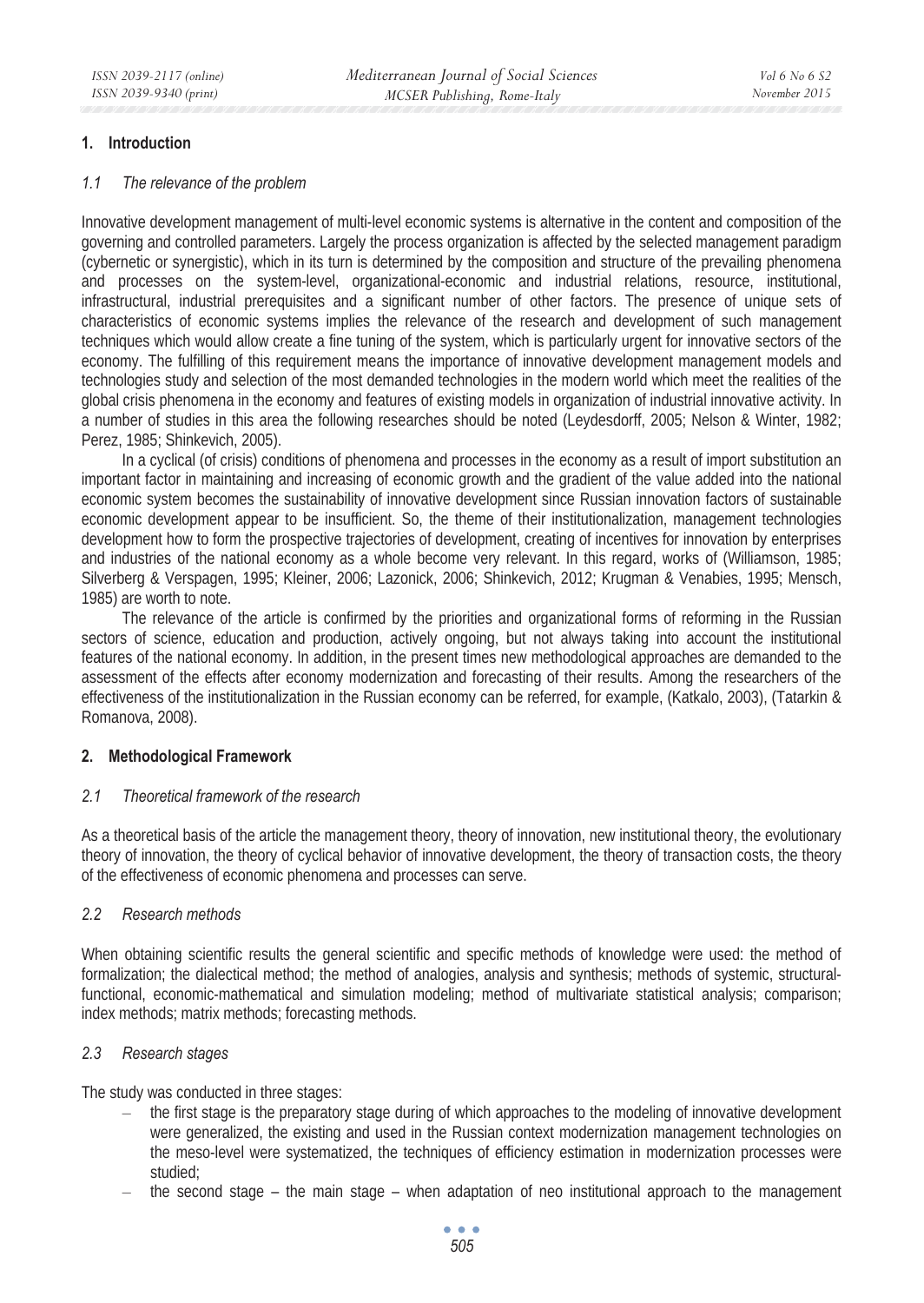## 1. Introduction

### 1.1 The relevance of the problem

Innovative development management of multi-level economic systems is alternative in the content and composition of the governing and controlled parameters. Largely the process organization is affected by the selected management paradigm (cybernetic or synergistic), which in its turn is determined by the composition and structure of the prevailing phenomena and processes on the system-level, organizational-economic and industrial relations, resource, institutional, infrastructural, industrial prerequisites and a significant number of other factors. The presence of unique sets of characteristics of economic systems implies the relevance of the research and development of such management techniques which would allow create a fine tuning of the system, which is particularly urgent for innovative sectors of the economy. The fulfilling of this requirement means the importance of innovative development management models and technologies study and selection of the most demanded technologies in the modern world which meet the realities of the global crisis phenomena in the economy and features of existing models in organization of industrial innovative activity. In a number of studies in this area the following researches should be noted (Leydesdorff, 2005; Nelson & Winter, 1982; Perez, 1985; Shinkevich, 2005).

In a cyclical (of crisis) conditions of phenomena and processes in the economy as a result of import substitution an important factor in maintaining and increasing of economic growth and the gradient of the value added into the national economic system becomes the sustainability of innovative development since Russian innovation factors of sustainable economic development appear to be insufficient. So, the theme of their institutionalization, management technologies development how to form the prospective trajectories of development, creating of incentives for innovation by enterprises and industries of the national economy as a whole become very relevant. In this regard, works of (Williamson, 1985; Silverberg & Verspagen, 1995; Kleiner, 2006; Lazonick, 2006; Shinkevich, 2012; Krugman & Venabies, 1995; Mensch, 1985) are worth to note.

The relevance of the article is confirmed by the priorities and organizational forms of reforming in the Russian sectors of science, education and production, actively ongoing, but not always taking into account the institutional features of the national economy. In addition, in the present times new methodological approaches are demanded to the assessment of the effects after economy modernization and forecasting of their results. Among the researchers of the effectiveness of the institutionalization in the Russian economy can be referred, for example, (Katkalo, 2003), (Tatarkin & Romanova, 2008).

## 2. Methodological Framework

### 2.1 Theoretical framework of the research

As a theoretical basis of the article the management theory, theory of innovation, new institutional theory, the evolutionary theory of innovation, the theory of cyclical behavior of innovative development, the theory of transaction costs, the theory of the effectiveness of economic phenomena and processes can serve.

### 2.2 Research methods

When obtaining scientific results the general scientific and specific methods of knowledge were used: the method of formalization; the dialectical method; the method of analogies, analysis and synthesis; methods of systemic, structural-functional, economic-mathematical and simulation modeling; method of multivariate statistical analysis; comparison; index methods; matrix methods; forecasting methods.

### 2.3 Research stages

The study was conducted in three stages:

- the first stage is the preparatory stage during of which approaches to the modeling of innovative development were generalized, the existing and used in the Russian context modernization management technologies on the meso-level were systematized, the techniques of efficiency estimation in modernization processes were studied;
- the second stage – the main stage – when adaptation of neo institutional approach to the management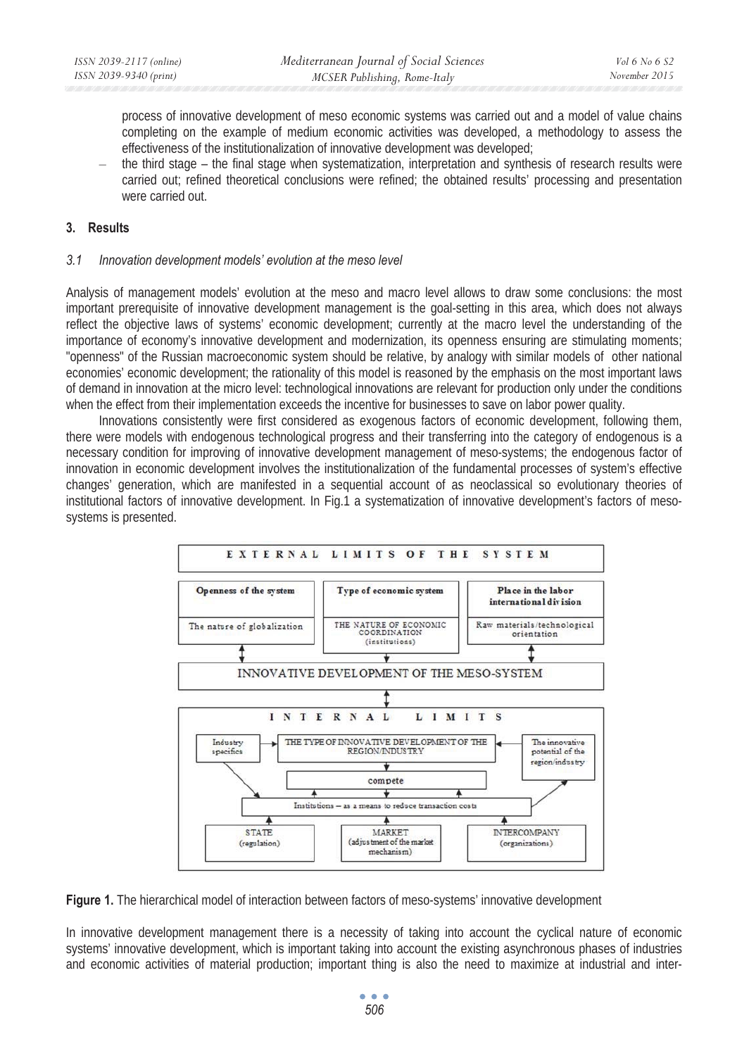process of innovative development of meso economic systems was carried out and a model of value chains completing on the example of medium economic activities was developed, a methodology to assess the effectiveness of the institutionalization of innovative development was developed;

– the third stage – the final stage when systematization, interpretation and synthesis of research results were carried out; refined theoretical conclusions were refined; the obtained results' processing and presentation were carried out.

## 3. Results

### *3.1 Innovation development models' evolution at the meso level*

Analysis of management models' evolution at the meso and macro level allows to draw some conclusions: the most important prerequisite of innovative development management is the goal-setting in this area, which does not always reflect the objective laws of systems' economic development; currently at the macro level the understanding of the importance of economy's innovative development and modernization, its openness ensuring are stimulating moments; "openness" of the Russian macroeconomic system should be relative, by analogy with similar models of other national economies' economic development; the rationality of this model is reasoned by the emphasis on the most important laws of demand in innovation at the micro level: technological innovations are relevant for production only under the conditions when the effect from their implementation exceeds the incentive for businesses to save on labor power quality.

Innovations consistently were first considered as exogenous factors of economic development, following them, there were models with endogenous technological progress and their transferring into the category of endogenous is a necessary condition for improving of innovative development management of meso-systems; the endogenous factor of innovation in economic development involves the institutionalization of the fundamental processes of system's effective changes' generation, which are manifested in a sequential account of as neoclassical so evolutionary theories of institutional factors of innovative development. In Fig.1 a systematization of innovative development's factors of meso-systems is presented.

EXTERNAL LIMITS OF THE SYSTEM

| Openness of the system | Type of economic system | Place in the labor international division |
| --- | --- | --- |
| The nature of globalization | THE NATURE OF ECONOMIC COORDINATION (institutions) | Raw materials/technological orientation |

INNOVATIVE DEVELOPMENT OF THE MESO-SYSTEM

INTERNAL LIMITS

- Industry specifics
- THE TYPE OF INNOVATIVE DEVELOPMENT OF THE REGION/INDUSTRY
- The innovative potential of the region/industry
- compete
- Institutions – as a means to reduce transaction costs
- STATE (regulation)
- MARKET (adjustment of the market mechanism)
- INTERCOMPANY (organizations)

**Figure 1.** The hierarchical model of interaction between factors of meso-systems' innovative development

In innovative development management there is a necessity of taking into account the cyclical nature of economic systems' innovative development, which is important taking into account the existing asynchronous phases of industries and economic activities of material production; important thing is also the need to maximize at industrial and inter-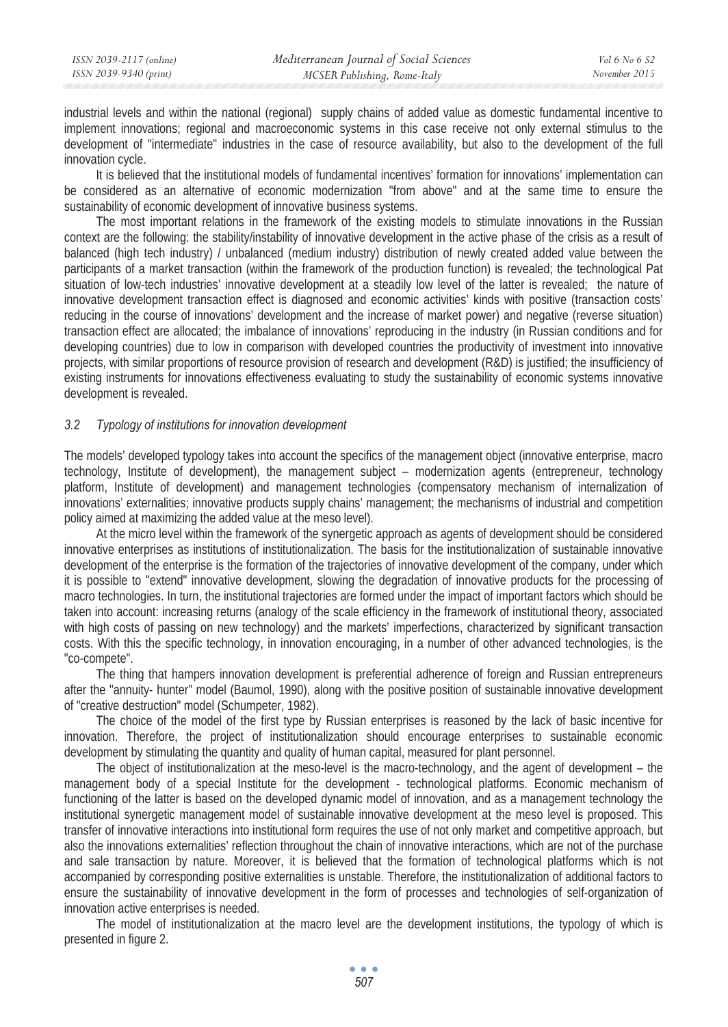industrial levels and within the national (regional) supply chains of added value as domestic fundamental incentive to implement innovations; regional and macroeconomic systems in this case receive not only external stimulus to the development of "intermediate" industries in the case of resource availability, but also to the development of the full innovation cycle.

It is believed that the institutional models of fundamental incentives' formation for innovations' implementation can be considered as an alternative of economic modernization "from above" and at the same time to ensure the sustainability of economic development of innovative business systems.

The most important relations in the framework of the existing models to stimulate innovations in the Russian context are the following: the stability/instability of innovative development in the active phase of the crisis as a result of balanced (high tech industry) / unbalanced (medium industry) distribution of newly created added value between the participants of a market transaction (within the framework of the production function) is revealed; the technological Pat situation of low-tech industries' innovative development at a steadily low level of the latter is revealed; the nature of innovative development transaction effect is diagnosed and economic activities' kinds with positive (transaction costs' reducing in the course of innovations' development and the increase of market power) and negative (reverse situation) transaction effect are allocated; the imbalance of innovations' reproducing in the industry (in Russian conditions and for developing countries) due to low in comparison with developed countries the productivity of investment into innovative projects, with similar proportions of resource provision of research and development (R&D) is justified; the insufficiency of existing instruments for innovations effectiveness evaluating to study the sustainability of economic systems innovative development is revealed.

### *3.2 Typology of institutions for innovation development*

The models' developed typology takes into account the specifics of the management object (innovative enterprise, macro technology, Institute of development), the management subject – modernization agents (entrepreneur, technology platform, Institute of development) and management technologies (compensatory mechanism of internalization of innovations' externalities; innovative products supply chains' management; the mechanisms of industrial and competition policy aimed at maximizing the added value at the meso level).

At the micro level within the framework of the synergetic approach as agents of development should be considered innovative enterprises as institutions of institutionalization. The basis for the institutionalization of sustainable innovative development of the enterprise is the formation of the trajectories of innovative development of the company, under which it is possible to "extend" innovative development, slowing the degradation of innovative products for the processing of macro technologies. In turn, the institutional trajectories are formed under the impact of important factors which should be taken into account: increasing returns (analogy of the scale efficiency in the framework of institutional theory, associated with high costs of passing on new technology) and the markets' imperfections, characterized by significant transaction costs. With this the specific technology, in innovation encouraging, in a number of other advanced technologies, is the "co-compete".

The thing that hampers innovation development is preferential adherence of foreign and Russian entrepreneurs after the "annuity- hunter" model (Baumol, 1990), along with the positive position of sustainable innovative development of "creative destruction" model (Schumpeter, 1982).

The choice of the model of the first type by Russian enterprises is reasoned by the lack of basic incentive for innovation. Therefore, the project of institutionalization should encourage enterprises to sustainable economic development by stimulating the quantity and quality of human capital, measured for plant personnel.

The object of institutionalization at the meso-level is the macro-technology, and the agent of development – the management body of a special Institute for the development - technological platforms. Economic mechanism of functioning of the latter is based on the developed dynamic model of innovation, and as a management technology the institutional synergetic management model of sustainable innovative development at the meso level is proposed. This transfer of innovative interactions into institutional form requires the use of not only market and competitive approach, but also the innovations externalities' reflection throughout the chain of innovative interactions, which are not of the purchase and sale transaction by nature. Moreover, it is believed that the formation of technological platforms which is not accompanied by corresponding positive externalities is unstable. Therefore, the institutionalization of additional factors to ensure the sustainability of innovative development in the form of processes and technologies of self-organization of innovation active enterprises is needed.

The model of institutionalization at the macro level are the development institutions, the typology of which is presented in figure 2.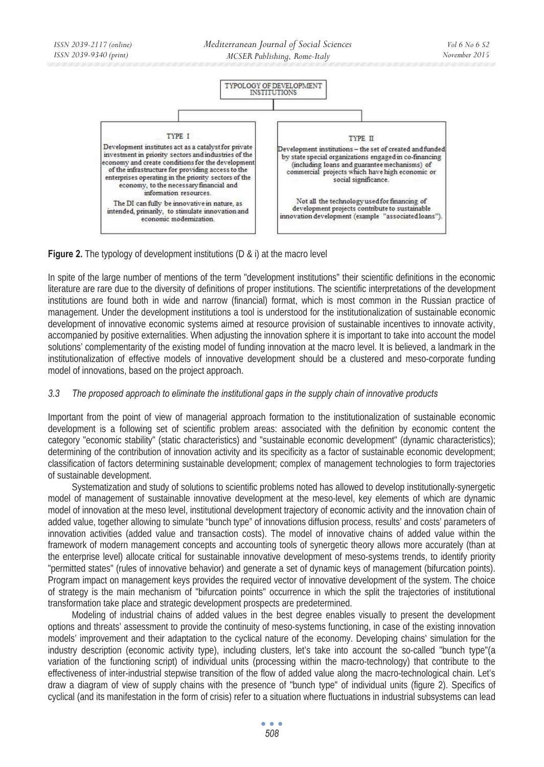TYPOLOGY OF DEVELOPMENT INSTITUTIONS

| TYPE I | TYPE II |
| --- | --- |
| Development institutes act as a catalyst for private investment in priority sectors and industries of the economy and create conditions for the development of the infrastructure for providing access to the enterprises operating in the priority sectors of the economy, to the necessary financial and information resources. The DI can fully be innovative in nature, as intended, primarily, to stimulate innovation and economic modernization. | Development institutions – the set of created and funded by state special organizations engaged in co-financing (including loans and guarantee mechanisms) of commercial projects which have high economic or social significance. Not all the technology used for financing of development projects contribute to sustainable innovation development (example "associated loans"). |

**Figure 2.** The typology of development institutions (D & i) at the macro level

In spite of the large number of mentions of the term "development institutions" their scientific definitions in the economic literature are rare due to the diversity of definitions of proper institutions. The scientific interpretations of the development institutions are found both in wide and narrow (financial) format, which is most common in the Russian practice of management. Under the development institutions a tool is understood for the institutionalization of sustainable economic development of innovative economic systems aimed at resource provision of sustainable incentives to innovate activity, accompanied by positive externalities. When adjusting the innovation sphere it is important to take into account the model solutions' complementarity of the existing model of funding innovation at the macro level. It is believed, a landmark in the institutionalization of effective models of innovative development should be a clustered and meso-corporate funding model of innovations, based on the project approach.

### *3.3 The proposed approach to eliminate the institutional gaps in the supply chain of innovative products*

Important from the point of view of managerial approach formation to the institutionalization of sustainable economic development is a following set of scientific problem areas: associated with the definition by economic content the category "economic stability" (static characteristics) and "sustainable economic development" (dynamic characteristics); determining of the contribution of innovation activity and its specificity as a factor of sustainable economic development; classification of factors determining sustainable development; complex of management technologies to form trajectories of sustainable development.

Systematization and study of solutions to scientific problems noted has allowed to develop institutionally-synergetic model of management of sustainable innovative development at the meso-level, key elements of which are dynamic model of innovation at the meso level, institutional development trajectory of economic activity and the innovation chain of added value, together allowing to simulate "bunch type" of innovations diffusion process, results' and costs' parameters of innovation activities (added value and transaction costs). The model of innovative chains of added value within the framework of modern management concepts and accounting tools of synergetic theory allows more accurately (than at the enterprise level) allocate critical for sustainable innovative development of meso-systems trends, to identify priority "permitted states" (rules of innovative behavior) and generate a set of dynamic keys of management (bifurcation points). Program impact on management keys provides the required vector of innovative development of the system. The choice of strategy is the main mechanism of "bifurcation points" occurrence in which the split the trajectories of institutional transformation take place and strategic development prospects are predetermined.

Modeling of industrial chains of added values in the best degree enables visually to present the development options and threats' assessment to provide the continuity of meso-systems functioning, in case of the existing innovation models' improvement and their adaptation to the cyclical nature of the economy. Developing chains' simulation for the industry description (economic activity type), including clusters, let's take into account the so-called "bunch type"(a variation of the functioning script) of individual units (processing within the macro-technology) that contribute to the effectiveness of inter-industrial stepwise transition of the flow of added value along the macro-technological chain. Let's draw a diagram of view of supply chains with the presence of "bunch type" of individual units (figure 2). Specifics of cyclical (and its manifestation in the form of crisis) refer to a situation where fluctuations in industrial subsystems can lead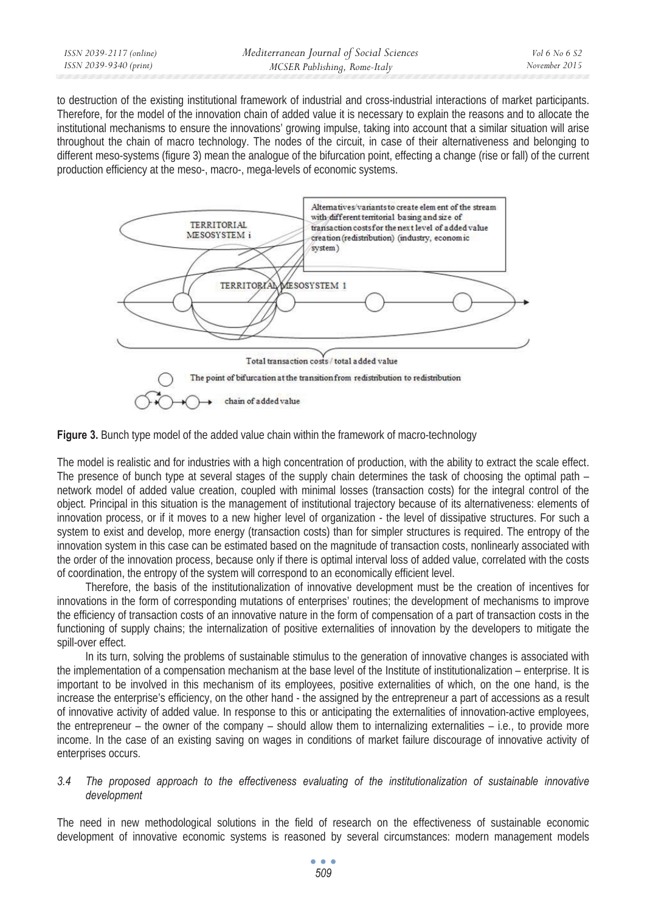to destruction of the existing institutional framework of industrial and cross-industrial interactions of market participants. Therefore, for the model of the innovation chain of added value it is necessary to explain the reasons and to allocate the institutional mechanisms to ensure the innovations' growing impulse, taking into account that a similar situation will arise throughout the chain of macro technology. The nodes of the circuit, in case of their alternativeness and belonging to different meso-systems (figure 3) mean the analogue of the bifurcation point, effecting a change (rise or fall) of the current production efficiency at the meso-, macro-, mega-levels of economic systems.

**Figure 3.** Bunch type model of the added value chain within the framework of macro-technology

The model is realistic and for industries with a high concentration of production, with the ability to extract the scale effect. The presence of bunch type at several stages of the supply chain determines the task of choosing the optimal path – network model of added value creation, coupled with minimal losses (transaction costs) for the integral control of the object. Principal in this situation is the management of institutional trajectory because of its alternativeness: elements of innovation process, or if it moves to a new higher level of organization - the level of dissipative structures. For such a system to exist and develop, more energy (transaction costs) than for simpler structures is required. The entropy of the innovation system in this case can be estimated based on the magnitude of transaction costs, nonlinearly associated with the order of the innovation process, because only if there is optimal interval loss of added value, correlated with the costs of coordination, the entropy of the system will correspond to an economically efficient level.

Therefore, the basis of the institutionalization of innovative development must be the creation of incentives for innovations in the form of corresponding mutations of enterprises' routines; the development of mechanisms to improve the efficiency of transaction costs of an innovative nature in the form of compensation of a part of transaction costs in the functioning of supply chains; the internalization of positive externalities of innovation by the developers to mitigate the spill-over effect.

In its turn, solving the problems of sustainable stimulus to the generation of innovative changes is associated with the implementation of a compensation mechanism at the base level of the Institute of institutionalization – enterprise. It is important to be involved in this mechanism of its employees, positive externalities of which, on the one hand, is the increase the enterprise's efficiency, on the other hand - the assigned by the entrepreneur a part of accessions as a result of innovative activity of added value. In response to this or anticipating the externalities of innovation-active employees, the entrepreneur – the owner of the company – should allow them to internalizing externalities – i.e., to provide more income. In the case of an existing saving on wages in conditions of market failure discourage of innovative activity of enterprises occurs.

### *3.4 The proposed approach to the effectiveness evaluating of the institutionalization of sustainable innovative development*

The need in new methodological solutions in the field of research on the effectiveness of sustainable economic development of innovative economic systems is reasoned by several circumstances: modern management models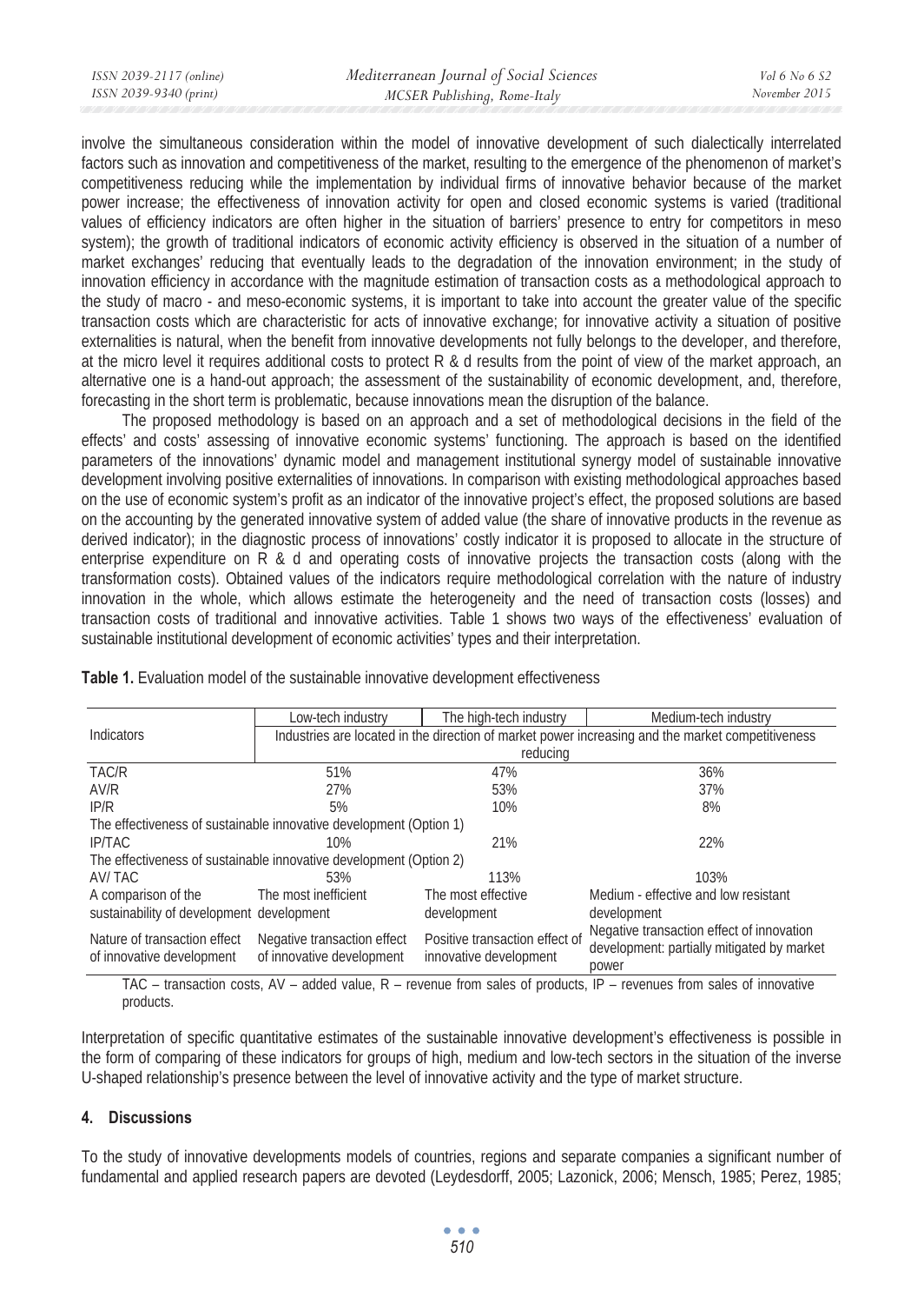involve the simultaneous consideration within the model of innovative development of such dialectically interrelated factors such as innovation and competitiveness of the market, resulting to the emergence of the phenomenon of market's competitiveness reducing while the implementation by individual firms of innovative behavior because of the market power increase; the effectiveness of innovation activity for open and closed economic systems is varied (traditional values of efficiency indicators are often higher in the situation of barriers' presence to entry for competitors in meso system); the growth of traditional indicators of economic activity efficiency is observed in the situation of a number of market exchanges' reducing that eventually leads to the degradation of the innovation environment; in the study of innovation efficiency in accordance with the magnitude estimation of transaction costs as a methodological approach to the study of macro - and meso-economic systems, it is important to take into account the greater value of the specific transaction costs which are characteristic for acts of innovative exchange; for innovative activity a situation of positive externalities is natural, when the benefit from innovative developments not fully belongs to the developer, and therefore, at the micro level it requires additional costs to protect R & d results from the point of view of the market approach, an alternative one is a hand-out approach; the assessment of the sustainability of economic development, and, therefore, forecasting in the short term is problematic, because innovations mean the disruption of the balance.

The proposed methodology is based on an approach and a set of methodological decisions in the field of the effects' and costs' assessing of innovative economic systems' functioning. The approach is based on the identified parameters of the innovations' dynamic model and management institutional synergy model of sustainable innovative development involving positive externalities of innovations. In comparison with existing methodological approaches based on the use of economic system's profit as an indicator of the innovative project's effect, the proposed solutions are based on the accounting by the generated innovative system of added value (the share of innovative products in the revenue as derived indicator); in the diagnostic process of innovations' costly indicator it is proposed to allocate in the structure of enterprise expenditure on R & d and operating costs of innovative projects the transaction costs (along with the transformation costs). Obtained values of the indicators require methodological correlation with the nature of industry innovation in the whole, which allows estimate the heterogeneity and the need of transaction costs (losses) and transaction costs of traditional and innovative activities. Table 1 shows two ways of the effectiveness' evaluation of sustainable institutional development of economic activities' types and their interpretation.

**Table 1.** Evaluation model of the sustainable innovative development effectiveness

| Indicators | Low-tech industry | The high-tech industry | Medium-tech industry |
|---|---|---|---|
| | Industries are located in the direction of market power increasing and the market competitiveness reducing | | |
| TAC/R | 51% | 47% | 36% |
| AV/R | 27% | 53% | 37% |
| IP/R | 5% | 10% | 8% |
| The effectiveness of sustainable innovative development (Option 1) | | | |
| IP/TAC | 10% | 21% | 22% |
| The effectiveness of sustainable innovative development (Option 2) | | | |
| AV/ TAC | 53% | 113% | 103% |
| A comparison of the sustainability of development | The most inefficient development | The most effective development | Medium - effective and low resistant development |
| Nature of transaction effect of innovative development | Negative transaction effect of innovative development | Positive transaction effect of innovative development | Negative transaction effect of innovation development: partially mitigated by market power |

TAC – transaction costs, AV – added value, R – revenue from sales of products, IP – revenues from sales of innovative products.

Interpretation of specific quantitative estimates of the sustainable innovative development's effectiveness is possible in the form of comparing of these indicators for groups of high, medium and low-tech sectors in the situation of the inverse U-shaped relationship's presence between the level of innovative activity and the type of market structure.

## 4. Discussions

To the study of innovative developments models of countries, regions and separate companies a significant number of fundamental and applied research papers are devoted (Leydesdorff, 2005; Lazonick, 2006; Mensch, 1985; Perez, 1985;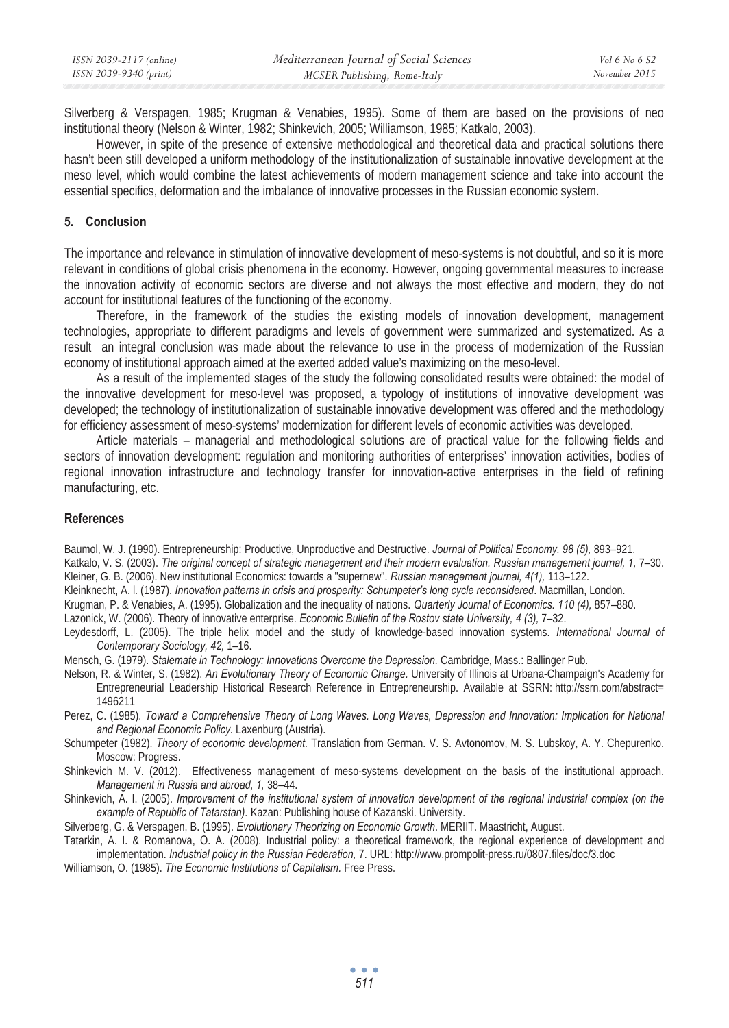Silverberg & Verspagen, 1985; Krugman & Venabies, 1995). Some of them are based on the provisions of neo institutional theory (Nelson & Winter, 1982; Shinkevich, 2005; Williamson, 1985; Katkalo, 2003).

However, in spite of the presence of extensive methodological and theoretical data and practical solutions there hasn't been still developed a uniform methodology of the institutionalization of sustainable innovative development at the meso level, which would combine the latest achievements of modern management science and take into account the essential specifics, deformation and the imbalance of innovative processes in the Russian economic system.

## 5. Conclusion

The importance and relevance in stimulation of innovative development of meso-systems is not doubtful, and so it is more relevant in conditions of global crisis phenomena in the economy. However, ongoing governmental measures to increase the innovation activity of economic sectors are diverse and not always the most effective and modern, they do not account for institutional features of the functioning of the economy.

Therefore, in the framework of the studies the existing models of innovation development, management technologies, appropriate to different paradigms and levels of government were summarized and systematized. As a result an integral conclusion was made about the relevance to use in the process of modernization of the Russian economy of institutional approach aimed at the exerted added value's maximizing on the meso-level.

As a result of the implemented stages of the study the following consolidated results were obtained: the model of the innovative development for meso-level was proposed, a typology of institutions of innovative development was developed; the technology of institutionalization of sustainable innovative development was offered and the methodology for efficiency assessment of meso-systems' modernization for different levels of economic activities was developed.

Article materials – managerial and methodological solutions are of practical value for the following fields and sectors of innovation development: regulation and monitoring authorities of enterprises' innovation activities, bodies of regional innovation infrastructure and technology transfer for innovation-active enterprises in the field of refining manufacturing, etc.

## References

Baumol, W. J. (1990). Entrepreneurship: Productive, Unproductive and Destructive. *Journal of Political Economy. 98 (5),* 893–921.

Katkalo, V. S. (2003). *The original concept of strategic management and their modern evaluation. Russian management journal, 1,* 7–30.

Kleiner, G. B. (2006). New institutional Economics: towards a "supernew". *Russian management journal, 4(1),* 113–122.

Kleinknecht, A. l. (1987). *Innovation patterns in crisis and prosperity: Schumpeter's long cycle reconsidered*. Macmillan, London.

Krugman, P. & Venabies, A. (1995). Globalization and the inequality of nations. *Quarterly Journal of Economics. 110 (4),* 857–880.

Lazonick, W. (2006). Theory of innovative enterprise. *Economic Bulletin of the Rostov state University, 4 (3),* 7–32.

Leydesdorff, L. (2005). The triple helix model and the study of knowledge-based innovation systems. *International Journal of Contemporary Sociology, 42,* 1–16.

Mensch, G. (1979). *Stalemate in Technology: Innovations Overcome the Depression.* Cambridge, Mass.: Ballinger Pub.

Nelson, R. & Winter, S. (1982). *An Evolutionary Theory of Economic Change.* University of Illinois at Urbana-Champaign's Academy for Entrepreneurial Leadership Historical Research Reference in Entrepreneurship. Available at SSRN: http://ssrn.com/abstract=1496211

Perez, C. (1985). *Toward a Comprehensive Theory of Long Waves. Long Waves, Depression and Innovation: Implication for National and Regional Economic Policy.* Laxenburg (Austria).

Schumpeter (1982). *Theory of economic development.* Translation from German. V. S. Avtonomov, M. S. Lubskoy, A. Y. Chepurenko. Moscow: Progress.

Shinkevich M. V. (2012). Effectiveness management of meso-systems development on the basis of the institutional approach. *Management in Russia and abroad, 1,* 38–44.

Shinkevich, A. I. (2005). *Improvement of the institutional system of innovation development of the regional industrial complex (on the example of Republic of Tatarstan).* Kazan: Publishing house of Kazanski. University.

Silverberg, G. & Verspagen, B. (1995). *Evolutionary Theorizing on Economic Growth*. MERIIT. Maastricht, August.

Tatarkin, A. I. & Romanova, O. A. (2008). Industrial policy: a theoretical framework, the regional experience of development and implementation. *Industrial policy in the Russian Federation,* 7. URL: http://www.prompolit-press.ru/0807.files/doc/3.doc

Williamson, O. (1985). *The Economic Institutions of Capitalism.* Free Press.